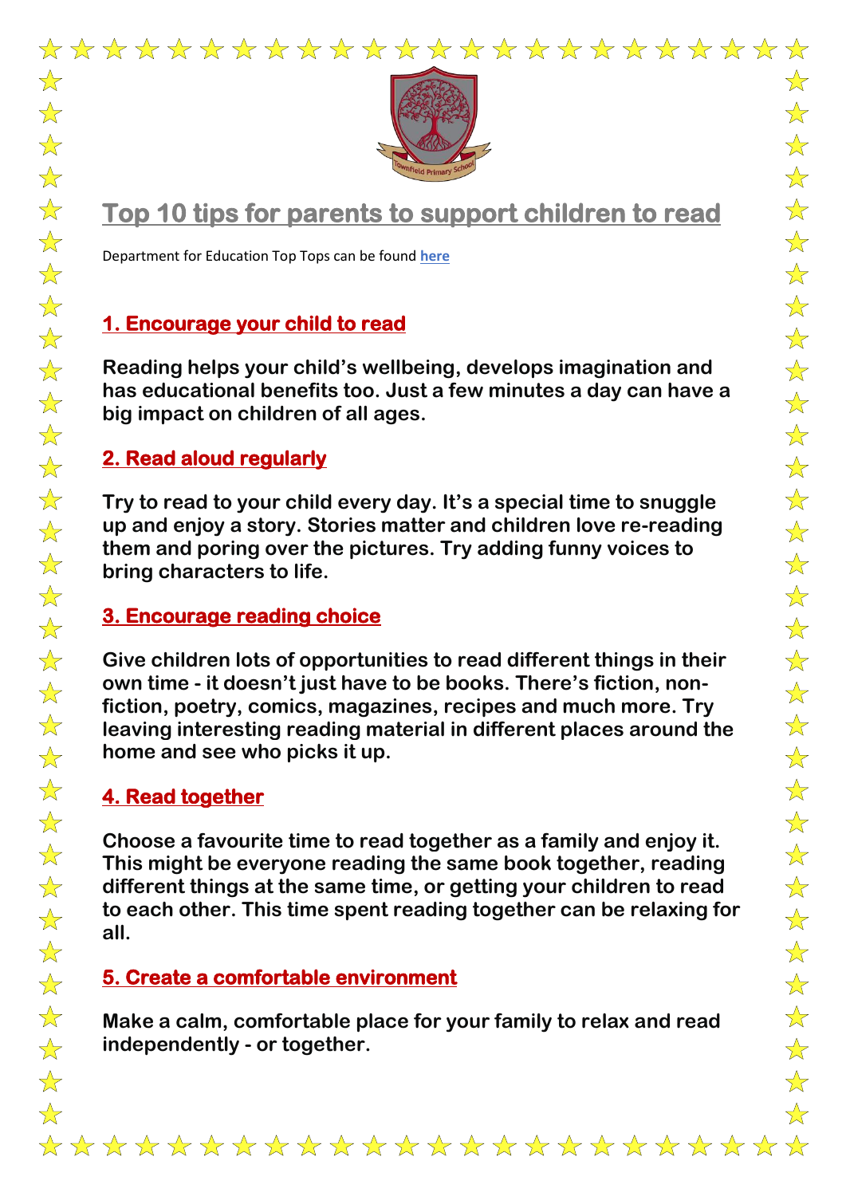# Top 10 tips for parents to support children to read

Department for Education Top Tops can be found **here**

## 1. Encourage your child to read

**Reading helps your child's wellbeing, develops imagination and has educational benefits too. Just a few minutes a day can have a big impact on children of all ages.**

## 2. Read aloud regularly

**Try to read to your child every day. It's a special time to snuggle up and enjoy a story. Stories matter and children love re-reading them and poring over the pictures. Try adding funny voices to bring characters to life.**

## 3. Encourage reading choice

**Give children lots of opportunities to read different things in their own time - it doesn't just have to be books. There's fiction, non-fiction, poetry, comics, magazines, recipes and much more. Try leaving interesting reading material in different places around the home and see who picks it up.**

## 4. Read together

**Choose a favourite time to read together as a family and enjoy it. This might be everyone reading the same book together, reading different things at the same time, or getting your children to read to each other. This time spent reading together can be relaxing for all.**

## 5. Create a comfortable environment

**Make a calm, comfortable place for your family to relax and read independently - or together.**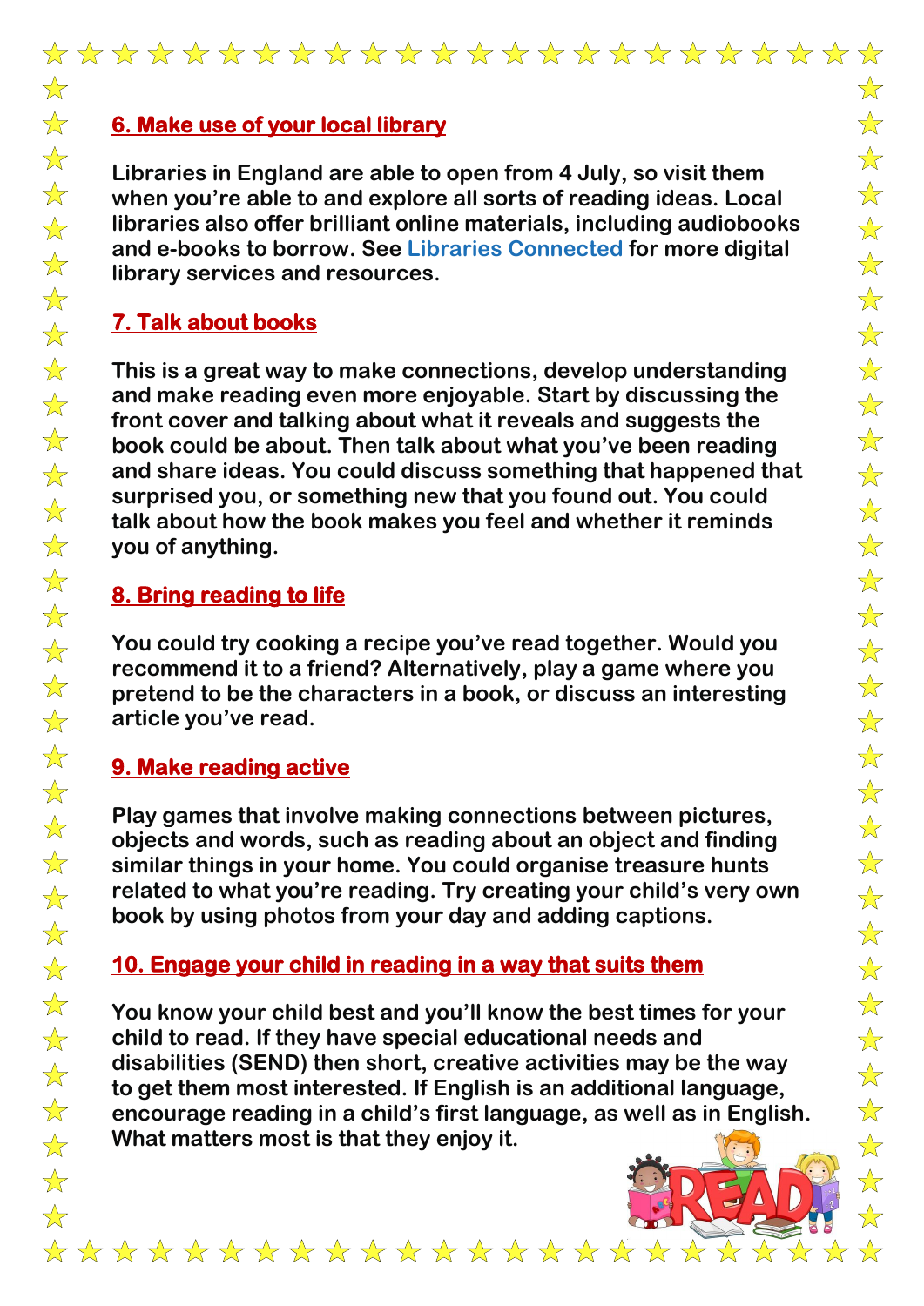## 6. Make use of your local library

**Libraries in England are able to open from 4 July, so visit them when you're able to and explore all sorts of reading ideas. Local libraries also offer brilliant online materials, including audiobooks and e-books to borrow. See Libraries Connected for more digital library services and resources.**

## 7. Talk about books

**This is a great way to make connections, develop understanding and make reading even more enjoyable. Start by discussing the front cover and talking about what it reveals and suggests the book could be about. Then talk about what you've been reading and share ideas. You could discuss something that happened that surprised you, or something new that you found out. You could talk about how the book makes you feel and whether it reminds you of anything.**

## 8. Bring reading to life

**You could try cooking a recipe you've read together. Would you recommend it to a friend? Alternatively, play a game where you pretend to be the characters in a book, or discuss an interesting article you've read.**

## 9. Make reading active

**Play games that involve making connections between pictures, objects and words, such as reading about an object and finding similar things in your home. You could organise treasure hunts related to what you're reading. Try creating your child's very own book by using photos from your day and adding captions.**

## 10. Engage your child in reading in a way that suits them

**You know your child best and you'll know the best times for your child to read. If they have special educational needs and disabilities (SEND) then short, creative activities may be the way to get them most interested. If English is an additional language, encourage reading in a child's first language, as well as in English. What matters most is that they enjoy it.**